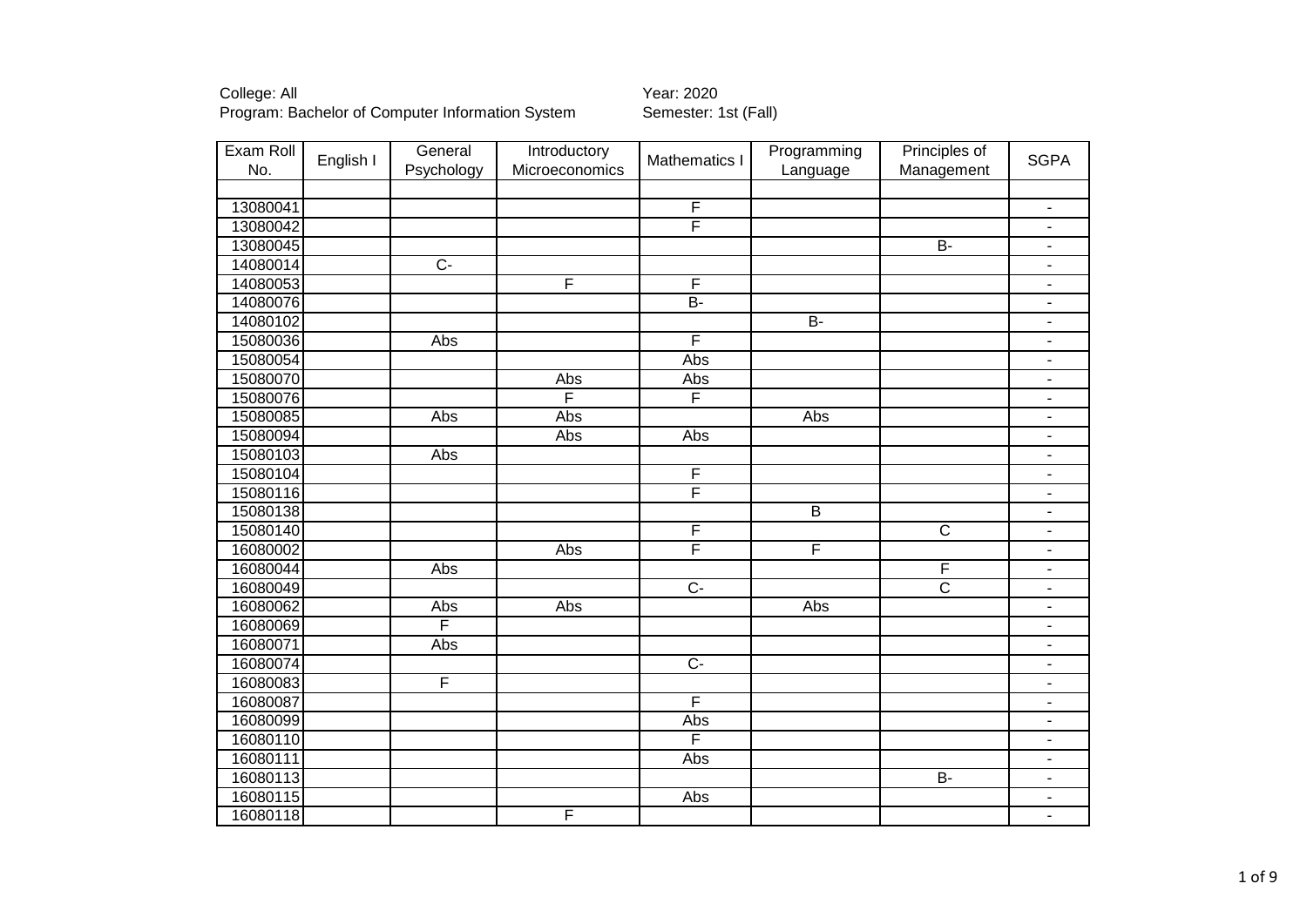College: All
Program: Bachelor of Computer Information System

Year: 2020
Semester: 1st (Fall)

| Exam Roll No. | English I | General Psychology | Introductory Microeconomics | Mathematics I | Programming Language | Principles of Management | SGPA |
|---|---|---|---|---|---|---|---|
| | | | | | | | |
| 13080041 | | | | F | | | - |
| 13080042 | | | | F | | | - |
| 13080045 | | | | | | B- | - |
| 14080014 | | C- | | | | | - |
| 14080053 | | | F | F | | | - |
| 14080076 | | | | B- | | | - |
| 14080102 | | | | | B- | | - |
| 15080036 | | Abs | | F | | | - |
| 15080054 | | | | Abs | | | - |
| 15080070 | | | Abs | Abs | | | - |
| 15080076 | | | F | F | | | - |
| 15080085 | | Abs | Abs | | Abs | | - |
| 15080094 | | | Abs | Abs | | | - |
| 15080103 | | Abs | | | | | - |
| 15080104 | | | | F | | | - |
| 15080116 | | | | F | | | - |
| 15080138 | | | | | B | | - |
| 15080140 | | | | F | | C | - |
| 16080002 | | | Abs | F | F | | - |
| 16080044 | | Abs | | | | F | - |
| 16080049 | | | | C- | | C | - |
| 16080062 | | Abs | Abs | | Abs | | - |
| 16080069 | | F | | | | | - |
| 16080071 | | Abs | | | | | - |
| 16080074 | | | | C- | | | - |
| 16080083 | | F | | | | | - |
| 16080087 | | | | F | | | - |
| 16080099 | | | | Abs | | | - |
| 16080110 | | | | F | | | - |
| 16080111 | | | | Abs | | | - |
| 16080113 | | | | | | B- | - |
| 16080115 | | | | Abs | | | - |
| 16080118 | | | F | | | | - |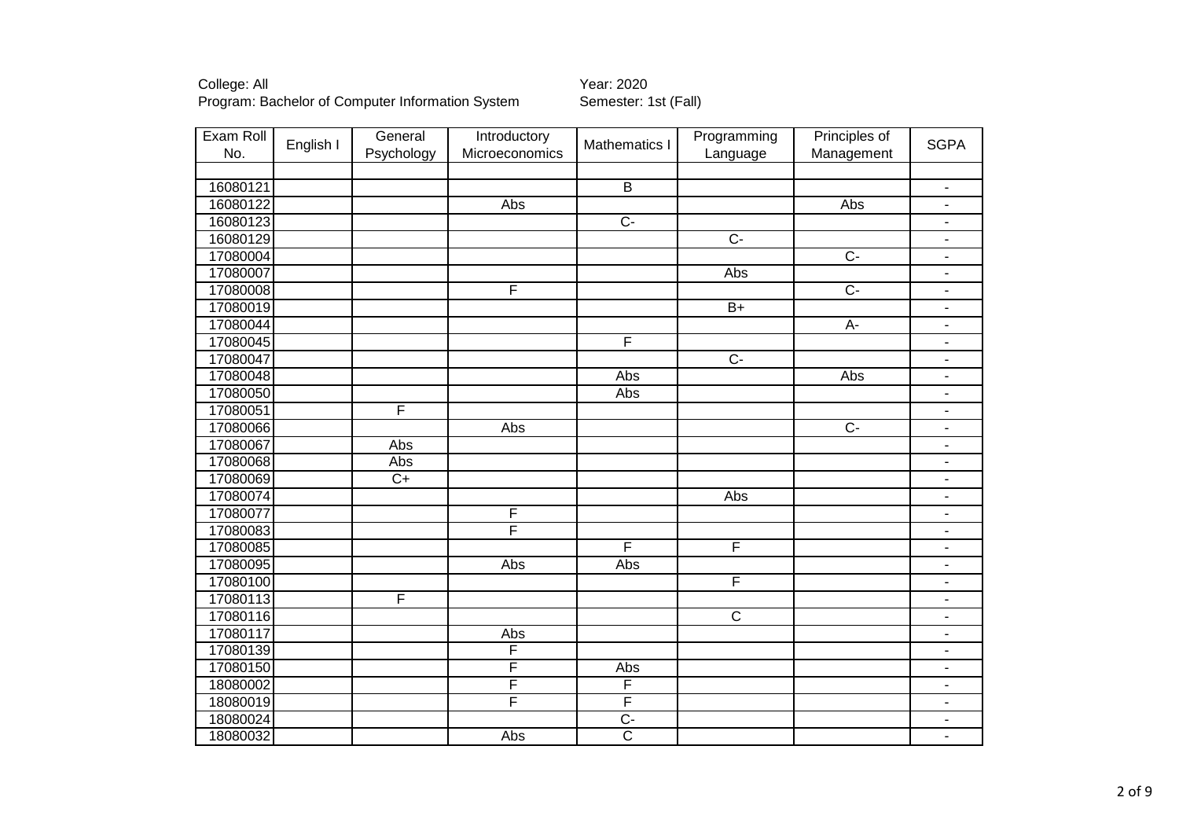College: All
Program: Bachelor of Computer Information System

Year: 2020
Semester: 1st (Fall)

| Exam Roll No. | English I | General Psychology | Introductory Microeconomics | Mathematics I | Programming Language | Principles of Management | SGPA |
|---|---|---|---|---|---|---|---|
| | | | | | | | |
| 16080121 | | | | B | | | - |
| 16080122 | | | Abs | | | Abs | - |
| 16080123 | | | | C- | | | - |
| 16080129 | | | | | C- | | - |
| 17080004 | | | | | | C- | - |
| 17080007 | | | | | Abs | | - |
| 17080008 | | | F | | | C- | - |
| 17080019 | | | | | B+ | | - |
| 17080044 | | | | | | A- | - |
| 17080045 | | | | F | | | - |
| 17080047 | | | | | C- | | - |
| 17080048 | | | | Abs | | Abs | - |
| 17080050 | | | | Abs | | | - |
| 17080051 | | F | | | | | - |
| 17080066 | | | Abs | | | C- | - |
| 17080067 | | Abs | | | | | - |
| 17080068 | | Abs | | | | | - |
| 17080069 | | C+ | | | | | - |
| 17080074 | | | | | Abs | | - |
| 17080077 | | | F | | | | - |
| 17080083 | | | F | | | | - |
| 17080085 | | | | F | F | | - |
| 17080095 | | | Abs | Abs | | | - |
| 17080100 | | | | | F | | - |
| 17080113 | | F | | | | | - |
| 17080116 | | | | | C | | - |
| 17080117 | | | Abs | | | | - |
| 17080139 | | | F | | | | - |
| 17080150 | | | F | Abs | | | - |
| 18080002 | | | F | F | | | - |
| 18080019 | | | F | F | | | - |
| 18080024 | | | | C- | | | - |
| 18080032 | | | Abs | C | | | - |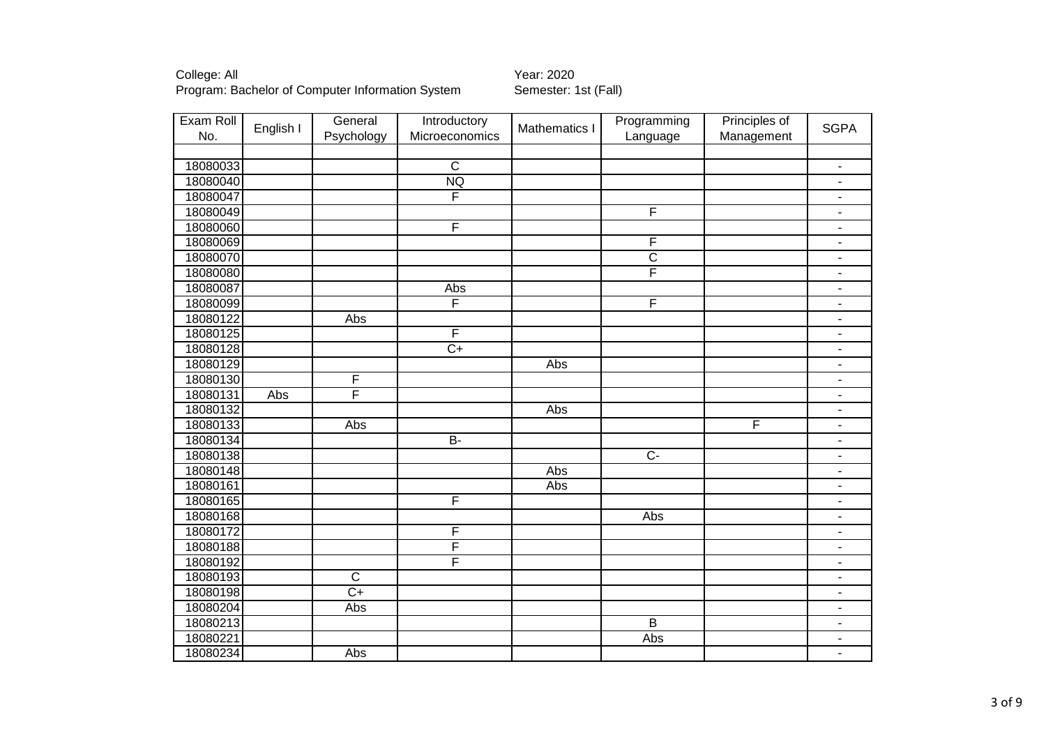College: All
Program: Bachelor of Computer Information System

Year: 2020
Semester: 1st (Fall)

| Exam Roll No. | English I | General Psychology | Introductory Microeconomics | Mathematics I | Programming Language | Principles of Management | SGPA |
|---|---|---|---|---|---|---|---|
| | | | | | | | |
| 18080033 | | | C | | | | - |
| 18080040 | | | NQ | | | | - |
| 18080047 | | | F | | | | - |
| 18080049 | | | | | F | | - |
| 18080060 | | | F | | | | - |
| 18080069 | | | | | F | | - |
| 18080070 | | | | | C | | - |
| 18080080 | | | | | F | | - |
| 18080087 | | | Abs | | | | - |
| 18080099 | | | F | | F | | - |
| 18080122 | | Abs | | | | | - |
| 18080125 | | | F | | | | - |
| 18080128 | | | C+ | | | | - |
| 18080129 | | | | Abs | | | - |
| 18080130 | | F | | | | | - |
| 18080131 | Abs | F | | | | | - |
| 18080132 | | | | Abs | | | - |
| 18080133 | | Abs | | | | F | - |
| 18080134 | | | B- | | | | - |
| 18080138 | | | | | C- | | - |
| 18080148 | | | | Abs | | | - |
| 18080161 | | | | Abs | | | - |
| 18080165 | | | F | | | | - |
| 18080168 | | | | | Abs | | - |
| 18080172 | | | F | | | | - |
| 18080188 | | | F | | | | - |
| 18080192 | | | F | | | | - |
| 18080193 | | C | | | | | - |
| 18080198 | | C+ | | | | | - |
| 18080204 | | Abs | | | | | - |
| 18080213 | | | | | B | | - |
| 18080221 | | | | | Abs | | - |
| 18080234 | | Abs | | | | | - |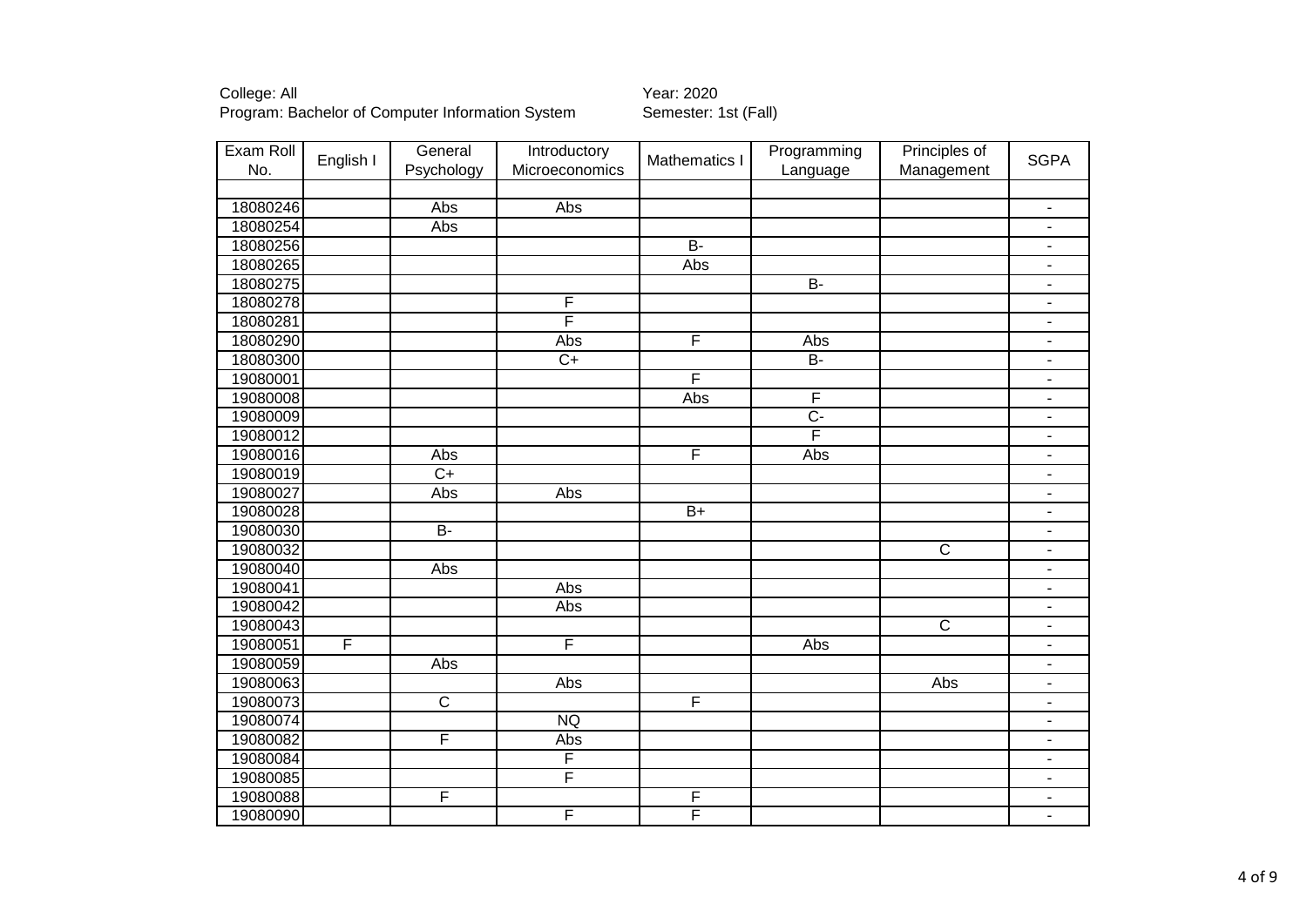College: All
Program: Bachelor of Computer Information System

Year: 2020
Semester: 1st (Fall)

| Exam Roll No. | English I | General Psychology | Introductory Microeconomics | Mathematics I | Programming Language | Principles of Management | SGPA |
|---|---|---|---|---|---|---|---|
| | | | | | | | |
| 18080246 | | Abs | Abs | | | | - |
| 18080254 | | Abs | | | | | - |
| 18080256 | | | | B- | | | - |
| 18080265 | | | | Abs | | | - |
| 18080275 | | | | | B- | | - |
| 18080278 | | | F | | | | - |
| 18080281 | | | F | | | | - |
| 18080290 | | | Abs | F | Abs | | - |
| 18080300 | | | C+ | | B- | | - |
| 19080001 | | | | F | | | - |
| 19080008 | | | | Abs | F | | - |
| 19080009 | | | | | C- | | - |
| 19080012 | | | | | F | | - |
| 19080016 | | Abs | | F | Abs | | - |
| 19080019 | | C+ | | | | | - |
| 19080027 | | Abs | Abs | | | | - |
| 19080028 | | | | B+ | | | - |
| 19080030 | | B- | | | | | - |
| 19080032 | | | | | | C | - |
| 19080040 | | Abs | | | | | - |
| 19080041 | | | Abs | | | | - |
| 19080042 | | | Abs | | | | - |
| 19080043 | | | | | | C | - |
| 19080051 | F | | F | | Abs | | - |
| 19080059 | | Abs | | | | | - |
| 19080063 | | | Abs | | | Abs | - |
| 19080073 | | C | | F | | | - |
| 19080074 | | | NQ | | | | - |
| 19080082 | | F | Abs | | | | - |
| 19080084 | | | F | | | | - |
| 19080085 | | | F | | | | - |
| 19080088 | | F | | F | | | - |
| 19080090 | | | F | F | | | - |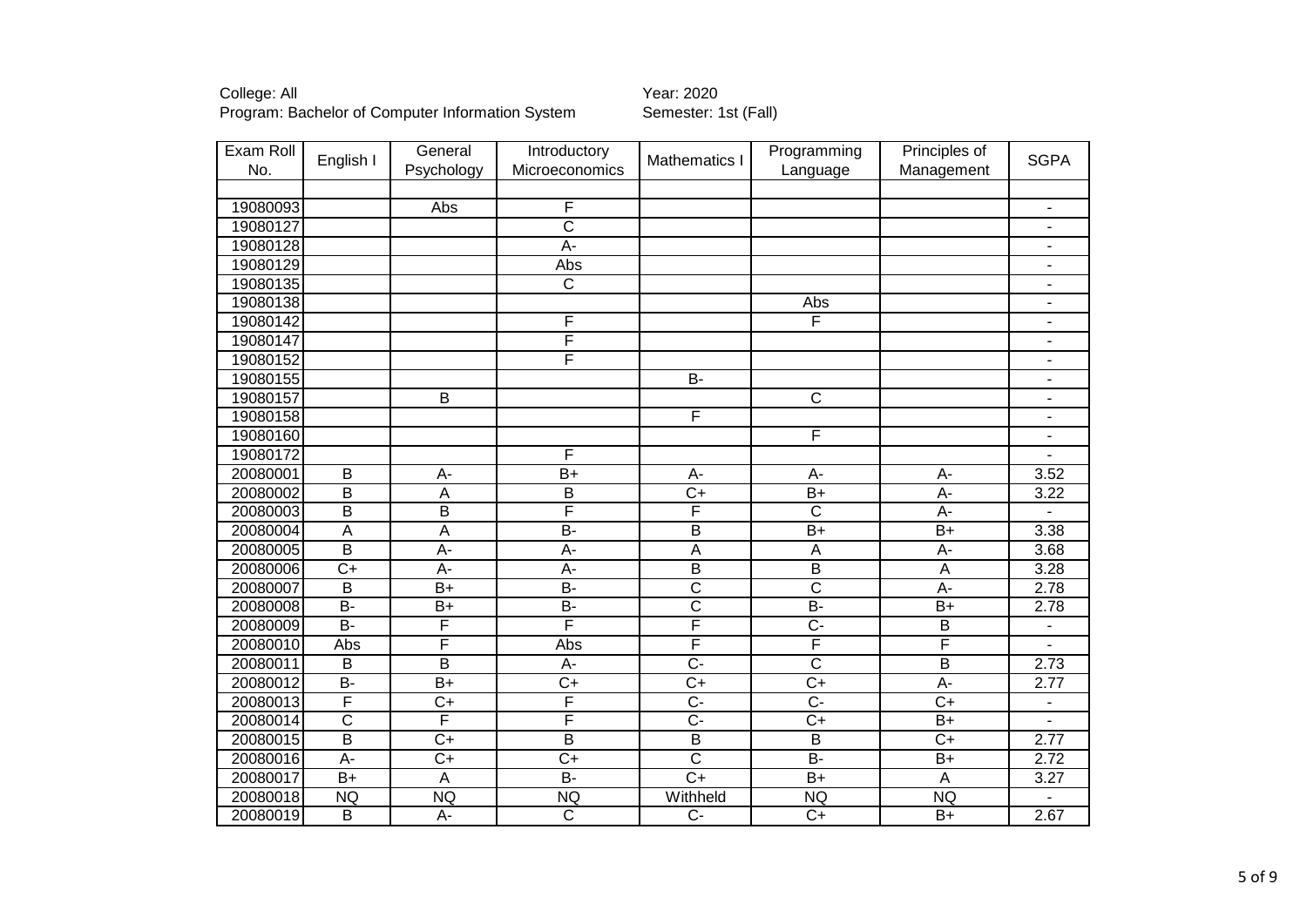College: All
Program: Bachelor of Computer Information System

Year: 2020
Semester: 1st (Fall)

| Exam Roll No. | English I | General Psychology | Introductory Microeconomics | Mathematics I | Programming Language | Principles of Management | SGPA |
|---|---|---|---|---|---|---|---|
| | | | | | | | |
| 19080093 | | Abs | F | | | | - |
| 19080127 | | | C | | | | - |
| 19080128 | | | A- | | | | - |
| 19080129 | | | Abs | | | | - |
| 19080135 | | | C | | | | - |
| 19080138 | | | | | Abs | | - |
| 19080142 | | | F | | F | | - |
| 19080147 | | | F | | | | - |
| 19080152 | | | F | | | | - |
| 19080155 | | | | B- | | | - |
| 19080157 | | B | | | C | | - |
| 19080158 | | | | F | | | - |
| 19080160 | | | | | F | | - |
| 19080172 | | | F | | | | - |
| 20080001 | B | A- | B+ | A- | A- | A- | 3.52 |
| 20080002 | B | A | B | C+ | B+ | A- | 3.22 |
| 20080003 | B | B | F | F | C | A- | - |
| 20080004 | A | A | B- | B | B+ | B+ | 3.38 |
| 20080005 | B | A- | A- | A | A | A- | 3.68 |
| 20080006 | C+ | A- | A- | B | B | A | 3.28 |
| 20080007 | B | B+ | B- | C | C | A- | 2.78 |
| 20080008 | B- | B+ | B- | C | B- | B+ | 2.78 |
| 20080009 | B- | F | F | F | C- | B | - |
| 20080010 | Abs | F | Abs | F | F | F | - |
| 20080011 | B | B | A- | C- | C | B | 2.73 |
| 20080012 | B- | B+ | C+ | C+ | C+ | A- | 2.77 |
| 20080013 | F | C+ | F | C- | C- | C+ | - |
| 20080014 | C | F | F | C- | C+ | B+ | - |
| 20080015 | B | C+ | B | B | B | C+ | 2.77 |
| 20080016 | A- | C+ | C+ | C | B- | B+ | 2.72 |
| 20080017 | B+ | A | B- | C+ | B+ | A | 3.27 |
| 20080018 | NQ | NQ | NQ | Withheld | NQ | NQ | - |
| 20080019 | B | A- | C | C- | C+ | B+ | 2.67 |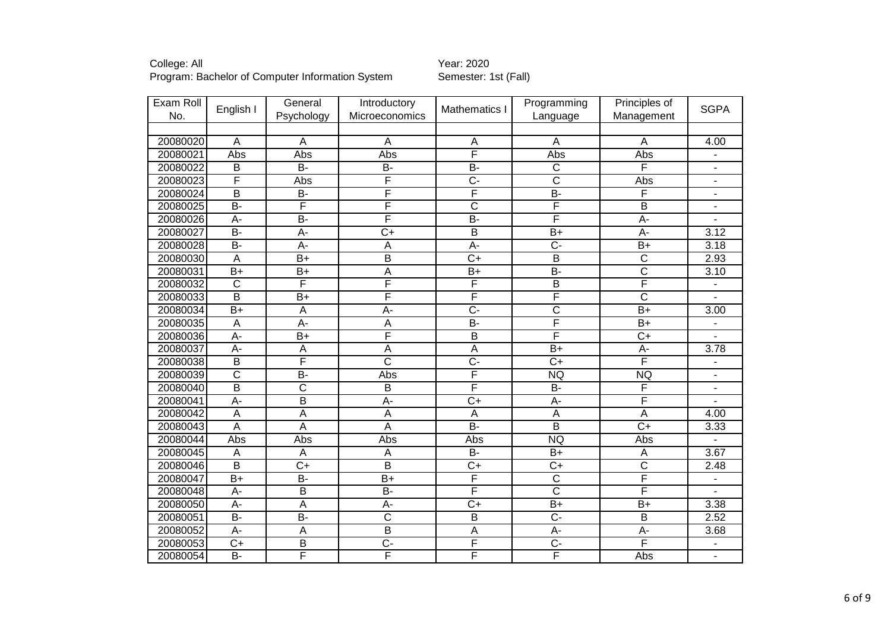College: All
Program: Bachelor of Computer Information System

Year: 2020
Semester: 1st (Fall)

| Exam Roll No. | English I | General Psychology | Introductory Microeconomics | Mathematics I | Programming Language | Principles of Management | SGPA |
|---|---|---|---|---|---|---|---|
| | | | | | | | |
| 20080020 | A | A | A | A | A | A | 4.00 |
| 20080021 | Abs | Abs | Abs | F | Abs | Abs | - |
| 20080022 | B | B- | B- | B- | C | F | - |
| 20080023 | F | Abs | F | C- | C | Abs | - |
| 20080024 | B | B- | F | F | B- | F | - |
| 20080025 | B- | F | F | C | F | B | - |
| 20080026 | A- | B- | F | B- | F | A- | - |
| 20080027 | B- | A- | C+ | B | B+ | A- | 3.12 |
| 20080028 | B- | A- | A | A- | C- | B+ | 3.18 |
| 20080030 | A | B+ | B | C+ | B | C | 2.93 |
| 20080031 | B+ | B+ | A | B+ | B- | C | 3.10 |
| 20080032 | C | F | F | F | B | F | - |
| 20080033 | B | B+ | F | F | F | C | - |
| 20080034 | B+ | A | A- | C- | C | B+ | 3.00 |
| 20080035 | A | A- | A | B- | F | B+ | - |
| 20080036 | A- | B+ | F | B | F | C+ | - |
| 20080037 | A- | A | A | A | B+ | A- | 3.78 |
| 20080038 | B | F | C | C- | C+ | F | - |
| 20080039 | C | B- | Abs | F | NQ | NQ | - |
| 20080040 | B | C | B | F | B- | F | - |
| 20080041 | A- | B | A- | C+ | A- | F | - |
| 20080042 | A | A | A | A | A | A | 4.00 |
| 20080043 | A | A | A | B- | B | C+ | 3.33 |
| 20080044 | Abs | Abs | Abs | Abs | NQ | Abs | - |
| 20080045 | A | A | A | B- | B+ | A | 3.67 |
| 20080046 | B | C+ | B | C+ | C+ | C | 2.48 |
| 20080047 | B+ | B- | B+ | F | C | F | - |
| 20080048 | A- | B | B- | F | C | F | - |
| 20080050 | A- | A | A- | C+ | B+ | B+ | 3.38 |
| 20080051 | B- | B- | C | B | C- | B | 2.52 |
| 20080052 | A- | A | B | A | A- | A- | 3.68 |
| 20080053 | C+ | B | C- | F | C- | F | - |
| 20080054 | B- | F | F | F | F | Abs | - |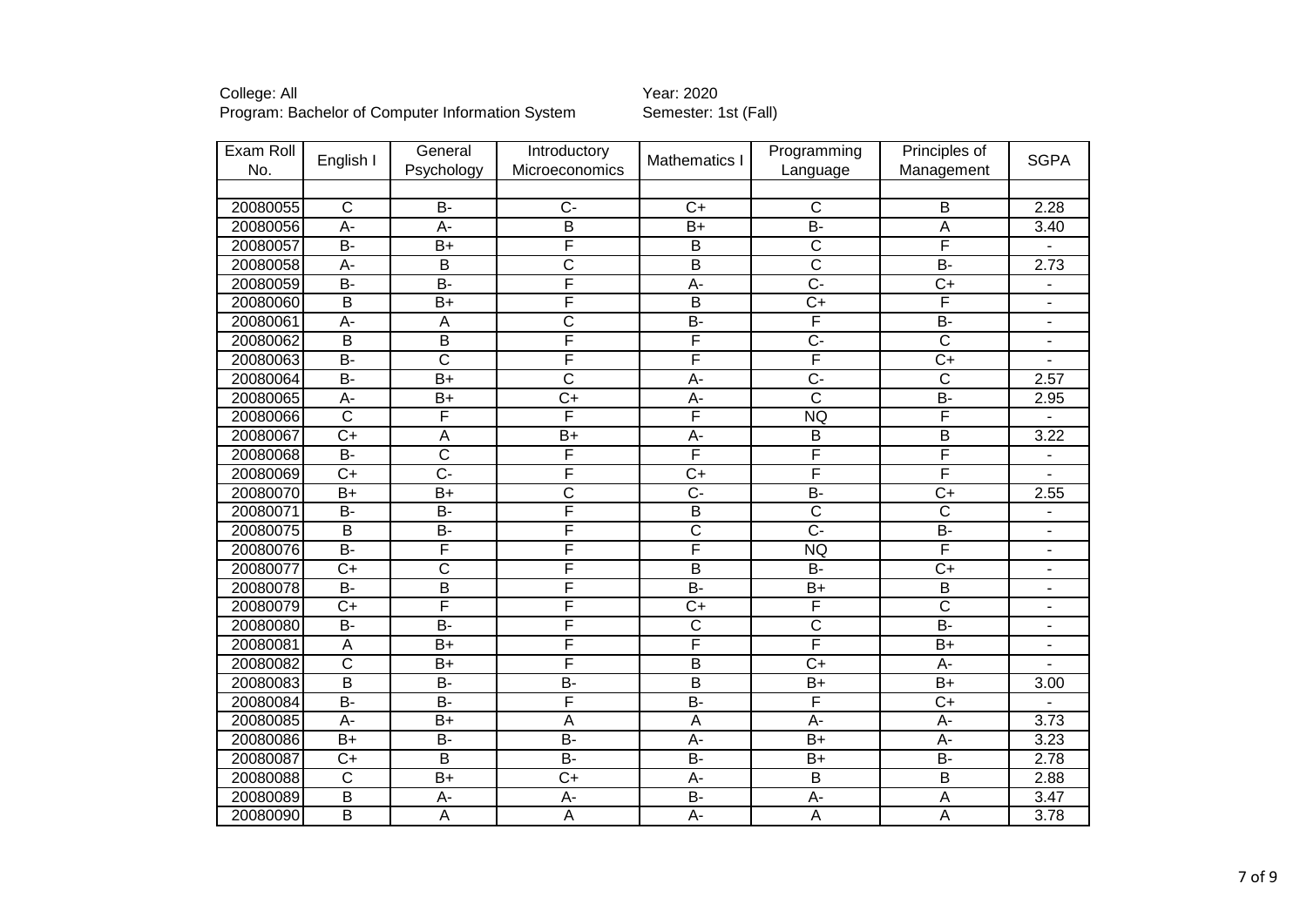College: All
Program: Bachelor of Computer Information System

Year: 2020
Semester: 1st (Fall)

| Exam Roll No. | English I | General Psychology | Introductory Microeconomics | Mathematics I | Programming Language | Principles of Management | SGPA |
|---|---|---|---|---|---|---|---|
| | | | | | | | |
| 20080055 | C | B- | C- | C+ | C | B | 2.28 |
| 20080056 | A- | A- | B | B+ | B- | A | 3.40 |
| 20080057 | B- | B+ | F | B | C | F | - |
| 20080058 | A- | B | C | B | C | B- | 2.73 |
| 20080059 | B- | B- | F | A- | C- | C+ | - |
| 20080060 | B | B+ | F | B | C+ | F | - |
| 20080061 | A- | A | C | B- | F | B- | - |
| 20080062 | B | B | F | F | C- | C | - |
| 20080063 | B- | C | F | F | F | C+ | - |
| 20080064 | B- | B+ | C | A- | C- | C | 2.57 |
| 20080065 | A- | B+ | C+ | A- | C | B- | 2.95 |
| 20080066 | C | F | F | F | NQ | F | - |
| 20080067 | C+ | A | B+ | A- | B | B | 3.22 |
| 20080068 | B- | C | F | F | F | F | - |
| 20080069 | C+ | C- | F | C+ | F | F | - |
| 20080070 | B+ | B+ | C | C- | B- | C+ | 2.55 |
| 20080071 | B- | B- | F | B | C | C | - |
| 20080075 | B | B- | F | C | C- | B- | - |
| 20080076 | B- | F | F | F | NQ | F | - |
| 20080077 | C+ | C | F | B | B- | C+ | - |
| 20080078 | B- | B | F | B- | B+ | B | - |
| 20080079 | C+ | F | F | C+ | F | C | - |
| 20080080 | B- | B- | F | C | C | B- | - |
| 20080081 | A | B+ | F | F | F | B+ | - |
| 20080082 | C | B+ | F | B | C+ | A- | - |
| 20080083 | B | B- | B- | B | B+ | B+ | 3.00 |
| 20080084 | B- | B- | F | B- | F | C+ | - |
| 20080085 | A- | B+ | A | A | A- | A- | 3.73 |
| 20080086 | B+ | B- | B- | A- | B+ | A- | 3.23 |
| 20080087 | C+ | B | B- | B- | B+ | B- | 2.78 |
| 20080088 | C | B+ | C+ | A- | B | B | 2.88 |
| 20080089 | B | A- | A- | B- | A- | A | 3.47 |
| 20080090 | B | A | A | A- | A | A | 3.78 |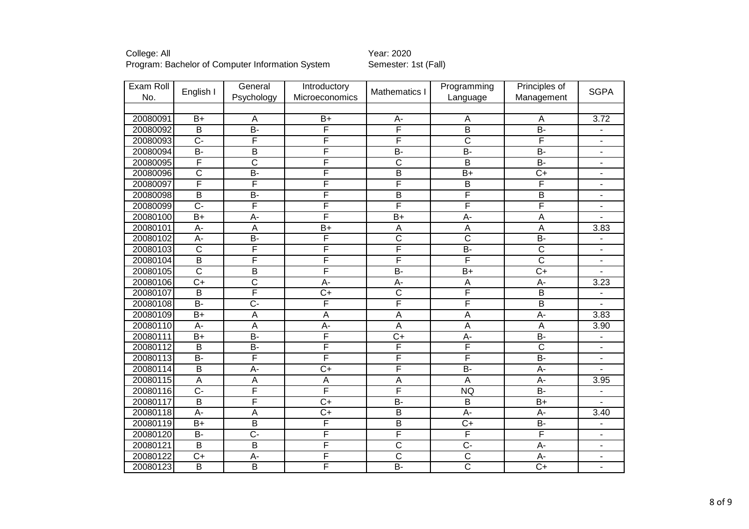College: All
Program: Bachelor of Computer Information System

Year: 2020
Semester: 1st (Fall)

| Exam Roll No. | English I | General Psychology | Introductory Microeconomics | Mathematics I | Programming Language | Principles of Management | SGPA |
|---|---|---|---|---|---|---|---|
| | | | | | | | |
| 20080091 | B+ | A | B+ | A- | A | A | 3.72 |
| 20080092 | B | B- | F | F | B | B- | - |
| 20080093 | C- | F | F | F | C | F | - |
| 20080094 | B- | B | F | B- | B- | B- | - |
| 20080095 | F | C | F | C | B | B- | - |
| 20080096 | C | B- | F | B | B+ | C+ | - |
| 20080097 | F | F | F | F | B | F | - |
| 20080098 | B | B- | F | B | F | B | - |
| 20080099 | C- | F | F | F | F | F | - |
| 20080100 | B+ | A- | F | B+ | A- | A | - |
| 20080101 | A- | A | B+ | A | A | A | 3.83 |
| 20080102 | A- | B- | F | C | C | B- | - |
| 20080103 | C | F | F | F | B- | C | - |
| 20080104 | B | F | F | F | F | C | - |
| 20080105 | C | B | F | B- | B+ | C+ | - |
| 20080106 | C+ | C | A- | A- | A | A- | 3.23 |
| 20080107 | B | F | C+ | C | F | B | - |
| 20080108 | B- | C- | F | F | F | B | - |
| 20080109 | B+ | A | A | A | A | A- | 3.83 |
| 20080110 | A- | A | A- | A | A | A | 3.90 |
| 20080111 | B+ | B- | F | C+ | A- | B- | - |
| 20080112 | B | B- | F | F | F | C | - |
| 20080113 | B- | F | F | F | F | B- | - |
| 20080114 | B | A- | C+ | F | B- | A- | - |
| 20080115 | A | A | A | A | A | A- | 3.95 |
| 20080116 | C- | F | F | F | NQ | B- | - |
| 20080117 | B | F | C+ | B- | B | B+ | - |
| 20080118 | A- | A | C+ | B | A- | A- | 3.40 |
| 20080119 | B+ | B | F | B | C+ | B- | - |
| 20080120 | B- | C- | F | F | F | F | - |
| 20080121 | B | B | F | C | C- | A- | - |
| 20080122 | C+ | A- | F | C | C | A- | - |
| 20080123 | B | B | F | B- | C | C+ | - |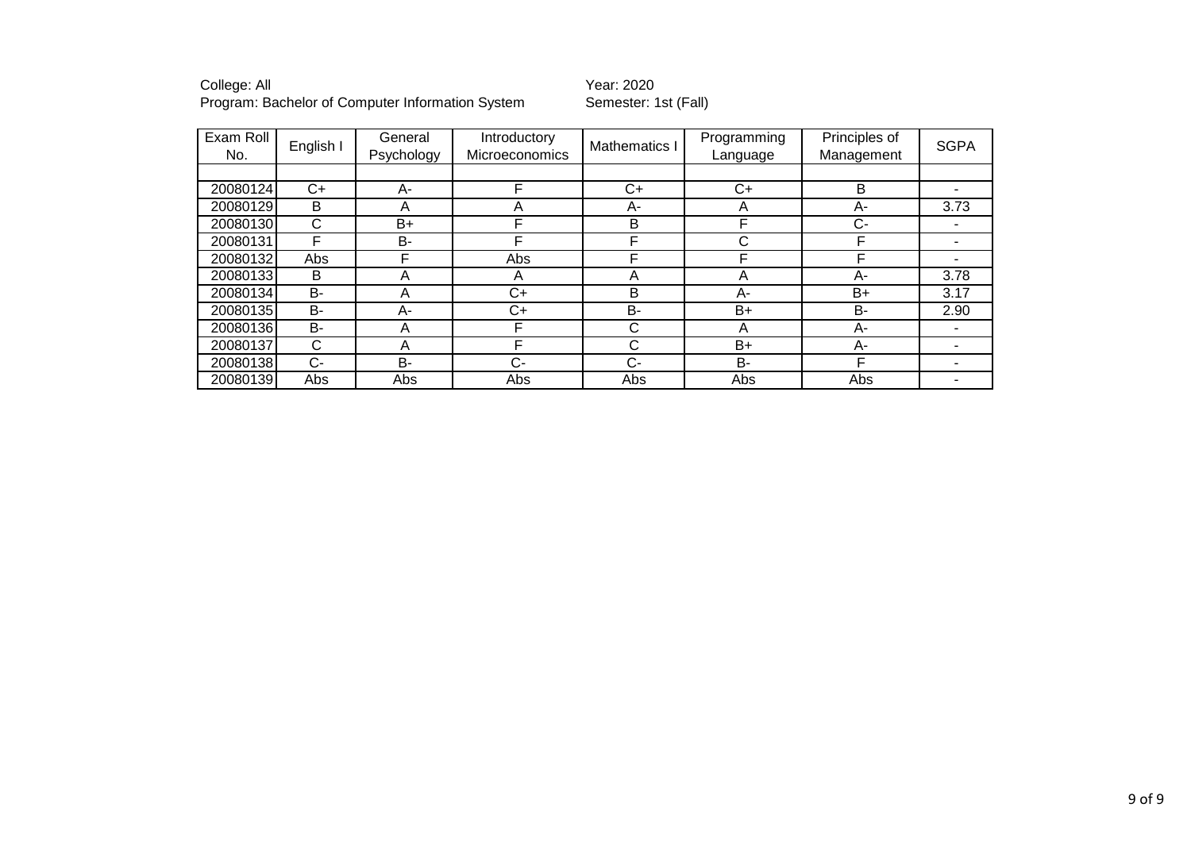College: All
Program: Bachelor of Computer Information System

Year: 2020
Semester: 1st (Fall)

| Exam Roll No. | English I | General Psychology | Introductory Microeconomics | Mathematics I | Programming Language | Principles of Management | SGPA |
|---|---|---|---|---|---|---|---|
| | | | | | | | |
| 20080124 | C+ | A- | F | C+ | C+ | B | - |
| 20080129 | B | A | A | A- | A | A- | 3.73 |
| 20080130 | C | B+ | F | B | F | C- | - |
| 20080131 | F | B- | F | F | C | F | - |
| 20080132 | Abs | F | Abs | F | F | F | - |
| 20080133 | B | A | A | A | A | A- | 3.78 |
| 20080134 | B- | A | C+ | B | A- | B+ | 3.17 |
| 20080135 | B- | A- | C+ | B- | B+ | B- | 2.90 |
| 20080136 | B- | A | F | C | A | A- | - |
| 20080137 | C | A | F | C | B+ | A- | - |
| 20080138 | C- | B- | C- | C- | B- | F | - |
| 20080139 | Abs | Abs | Abs | Abs | Abs | Abs | - |